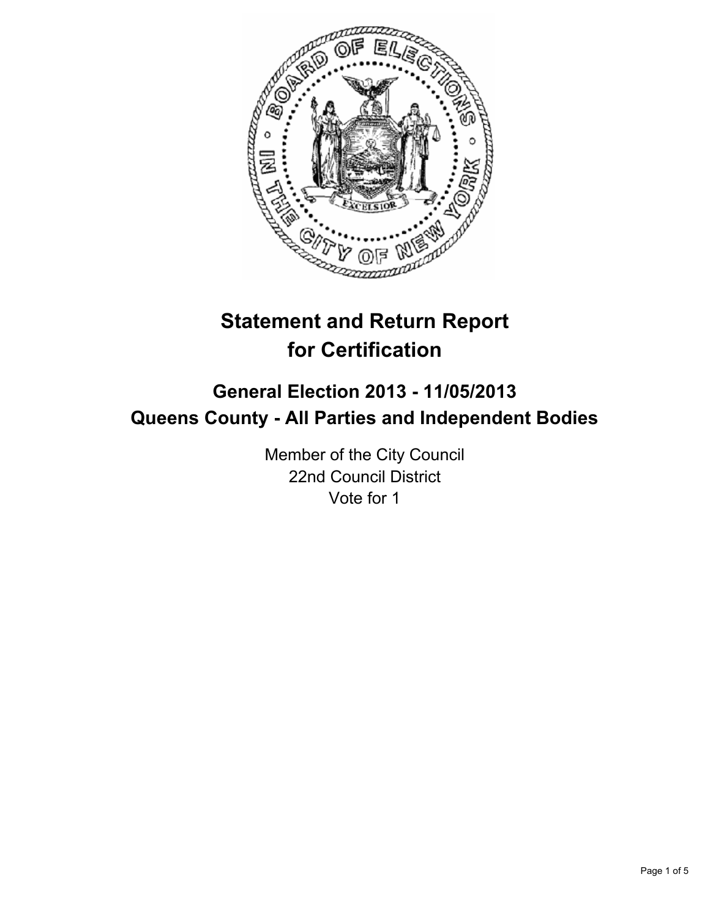# Statement and Return Report for Certification

## General Election 2013 - 11/05/2013
## Queens County - All Parties and Independent Bodies

Member of the City Council
22nd Council District
Vote for 1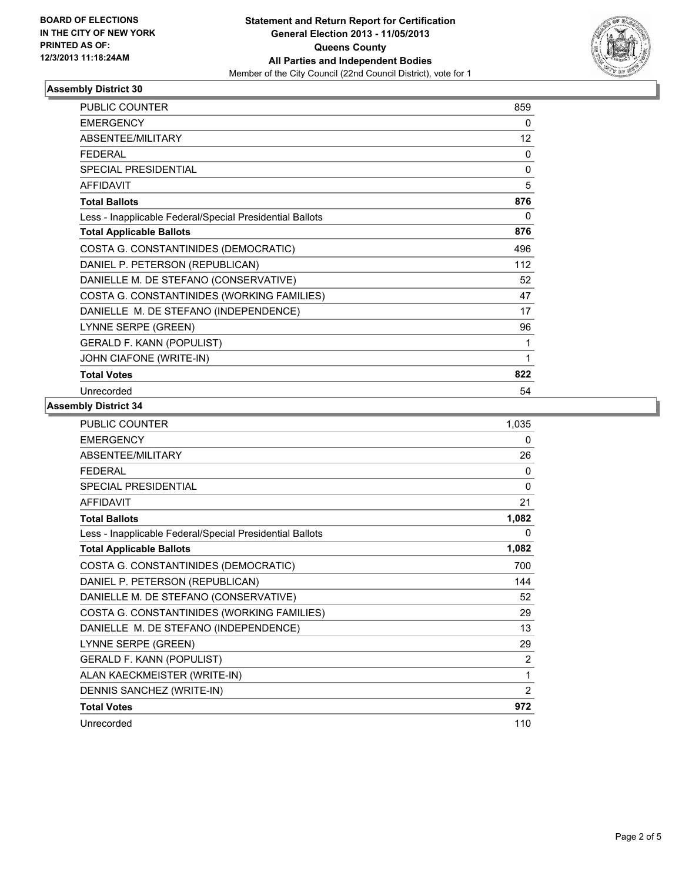BOARD OF ELECTIONS
IN THE CITY OF NEW YORK
PRINTED AS OF:
12/3/2013 11:18:24AM

**Statement and Return Report for Certification**
**General Election 2013 - 11/05/2013**
**Queens County**
**All Parties and Independent Bodies**
Member of the City Council (22nd Council District), vote for 1

### Assembly District 30

| | |
|---|---|
| PUBLIC COUNTER | 859 |
| EMERGENCY | 0 |
| ABSENTEE/MILITARY | 12 |
| FEDERAL | 0 |
| SPECIAL PRESIDENTIAL | 0 |
| AFFIDAVIT | 5 |
| **Total Ballots** | **876** |
| Less - Inapplicable Federal/Special Presidential Ballots | 0 |
| **Total Applicable Ballots** | **876** |
| COSTA G. CONSTANTINIDES (DEMOCRATIC) | 496 |
| DANIEL P. PETERSON (REPUBLICAN) | 112 |
| DANIELLE M. DE STEFANO (CONSERVATIVE) | 52 |
| COSTA G. CONSTANTINIDES (WORKING FAMILIES) | 47 |
| DANIELLE M. DE STEFANO (INDEPENDENCE) | 17 |
| LYNNE SERPE (GREEN) | 96 |
| GERALD F. KANN (POPULIST) | 1 |
| JOHN CIAFONE (WRITE-IN) | 1 |
| **Total Votes** | **822** |
| Unrecorded | 54 |

### Assembly District 34

| | |
|---|---|
| PUBLIC COUNTER | 1,035 |
| EMERGENCY | 0 |
| ABSENTEE/MILITARY | 26 |
| FEDERAL | 0 |
| SPECIAL PRESIDENTIAL | 0 |
| AFFIDAVIT | 21 |
| **Total Ballots** | **1,082** |
| Less - Inapplicable Federal/Special Presidential Ballots | 0 |
| **Total Applicable Ballots** | **1,082** |
| COSTA G. CONSTANTINIDES (DEMOCRATIC) | 700 |
| DANIEL P. PETERSON (REPUBLICAN) | 144 |
| DANIELLE M. DE STEFANO (CONSERVATIVE) | 52 |
| COSTA G. CONSTANTINIDES (WORKING FAMILIES) | 29 |
| DANIELLE M. DE STEFANO (INDEPENDENCE) | 13 |
| LYNNE SERPE (GREEN) | 29 |
| GERALD F. KANN (POPULIST) | 2 |
| ALAN KAECKMEISTER (WRITE-IN) | 1 |
| DENNIS SANCHEZ (WRITE-IN) | 2 |
| **Total Votes** | **972** |
| Unrecorded | 110 |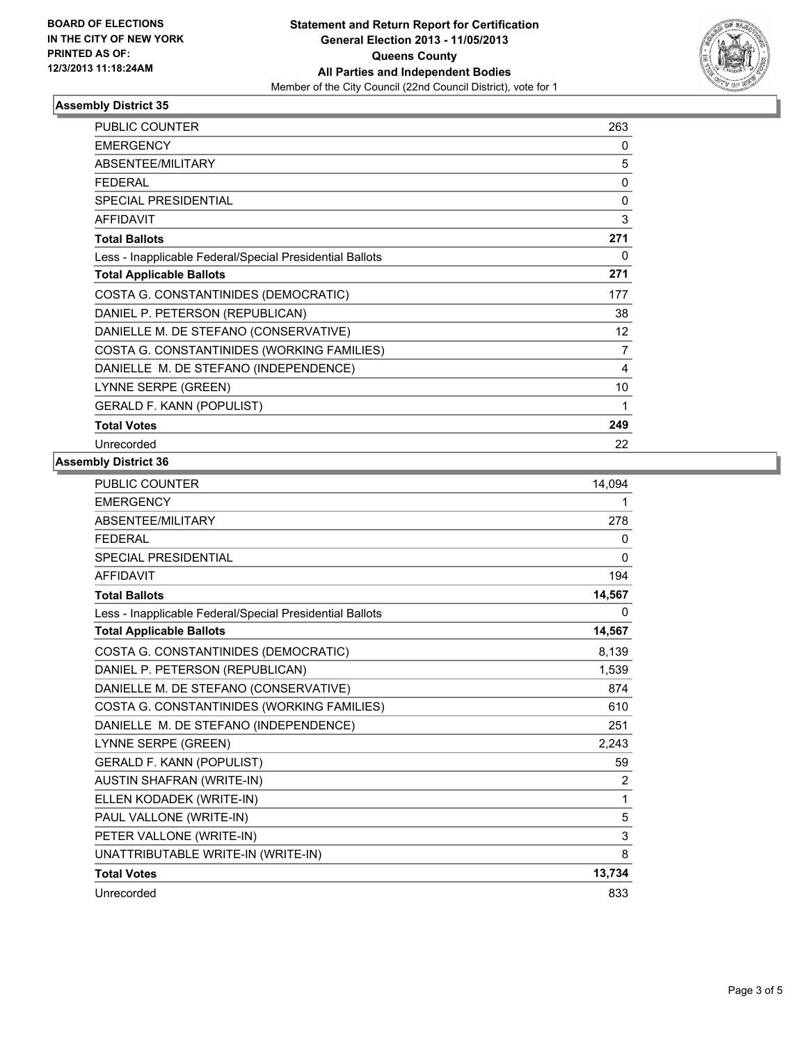BOARD OF ELECTIONS
IN THE CITY OF NEW YORK
PRINTED AS OF:
12/3/2013 11:18:24AM

**Statement and Return Report for Certification**
**General Election 2013 - 11/05/2013**
**Queens County**
**All Parties and Independent Bodies**
Member of the City Council (22nd Council District), vote for 1

### Assembly District 35

| | |
|---|---|
| PUBLIC COUNTER | 263 |
| EMERGENCY | 0 |
| ABSENTEE/MILITARY | 5 |
| FEDERAL | 0 |
| SPECIAL PRESIDENTIAL | 0 |
| AFFIDAVIT | 3 |
| **Total Ballots** | **271** |
| Less - Inapplicable Federal/Special Presidential Ballots | 0 |
| **Total Applicable Ballots** | **271** |
| COSTA G. CONSTANTINIDES (DEMOCRATIC) | 177 |
| DANIEL P. PETERSON (REPUBLICAN) | 38 |
| DANIELLE M. DE STEFANO (CONSERVATIVE) | 12 |
| COSTA G. CONSTANTINIDES (WORKING FAMILIES) | 7 |
| DANIELLE M. DE STEFANO (INDEPENDENCE) | 4 |
| LYNNE SERPE (GREEN) | 10 |
| GERALD F. KANN (POPULIST) | 1 |
| **Total Votes** | **249** |
| Unrecorded | 22 |

### Assembly District 36

| | |
|---|---|
| PUBLIC COUNTER | 14,094 |
| EMERGENCY | 1 |
| ABSENTEE/MILITARY | 278 |
| FEDERAL | 0 |
| SPECIAL PRESIDENTIAL | 0 |
| AFFIDAVIT | 194 |
| **Total Ballots** | **14,567** |
| Less - Inapplicable Federal/Special Presidential Ballots | 0 |
| **Total Applicable Ballots** | **14,567** |
| COSTA G. CONSTANTINIDES (DEMOCRATIC) | 8,139 |
| DANIEL P. PETERSON (REPUBLICAN) | 1,539 |
| DANIELLE M. DE STEFANO (CONSERVATIVE) | 874 |
| COSTA G. CONSTANTINIDES (WORKING FAMILIES) | 610 |
| DANIELLE M. DE STEFANO (INDEPENDENCE) | 251 |
| LYNNE SERPE (GREEN) | 2,243 |
| GERALD F. KANN (POPULIST) | 59 |
| AUSTIN SHAFRAN (WRITE-IN) | 2 |
| ELLEN KODADEK (WRITE-IN) | 1 |
| PAUL VALLONE (WRITE-IN) | 5 |
| PETER VALLONE (WRITE-IN) | 3 |
| UNATTRIBUTABLE WRITE-IN (WRITE-IN) | 8 |
| **Total Votes** | **13,734** |
| Unrecorded | 833 |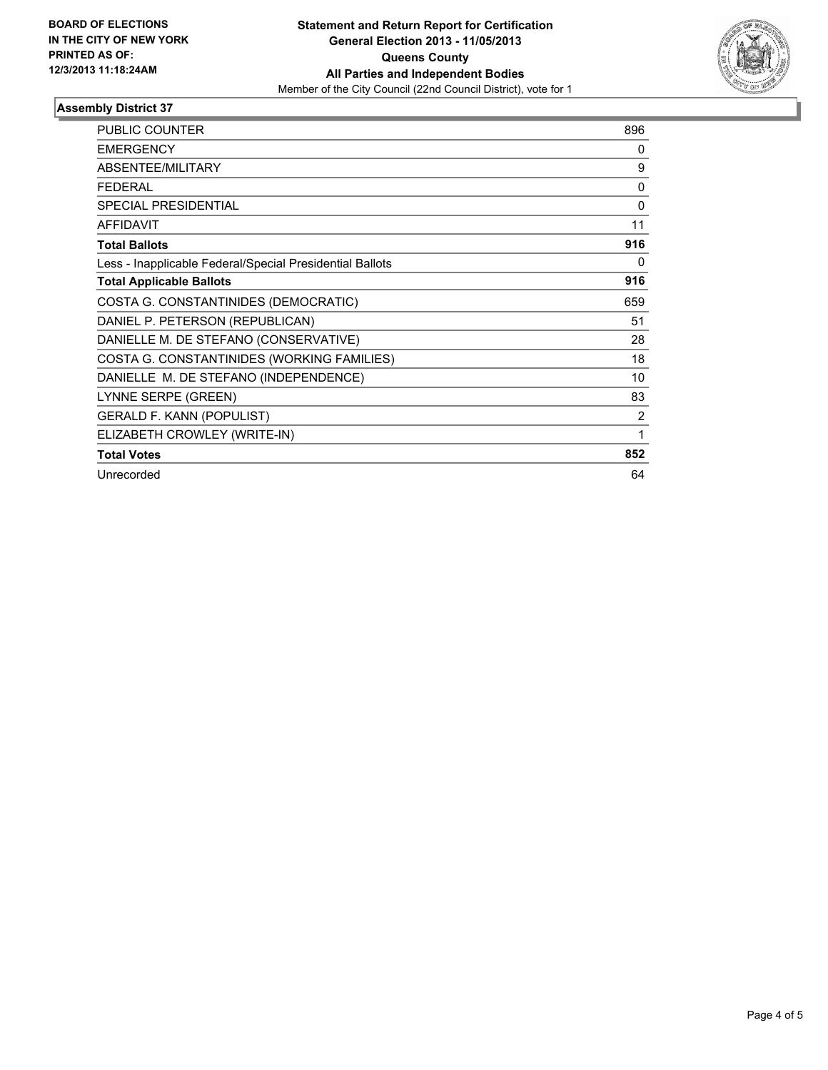**BOARD OF ELECTIONS IN THE CITY OF NEW YORK PRINTED AS OF: 12/3/2013 11:18:24AM**

**Statement and Return Report for Certification**
**General Election 2013 - 11/05/2013**
**Queens County**
**All Parties and Independent Bodies**
Member of the City Council (22nd Council District), vote for 1

## Assembly District 37

| | |
|---|---|
| PUBLIC COUNTER | 896 |
| EMERGENCY | 0 |
| ABSENTEE/MILITARY | 9 |
| FEDERAL | 0 |
| SPECIAL PRESIDENTIAL | 0 |
| AFFIDAVIT | 11 |
| **Total Ballots** | **916** |
| Less - Inapplicable Federal/Special Presidential Ballots | 0 |
| **Total Applicable Ballots** | **916** |
| COSTA G. CONSTANTINIDES (DEMOCRATIC) | 659 |
| DANIEL P. PETERSON (REPUBLICAN) | 51 |
| DANIELLE M. DE STEFANO (CONSERVATIVE) | 28 |
| COSTA G. CONSTANTINIDES (WORKING FAMILIES) | 18 |
| DANIELLE M. DE STEFANO (INDEPENDENCE) | 10 |
| LYNNE SERPE (GREEN) | 83 |
| GERALD F. KANN (POPULIST) | 2 |
| ELIZABETH CROWLEY (WRITE-IN) | 1 |
| **Total Votes** | **852** |
| Unrecorded | 64 |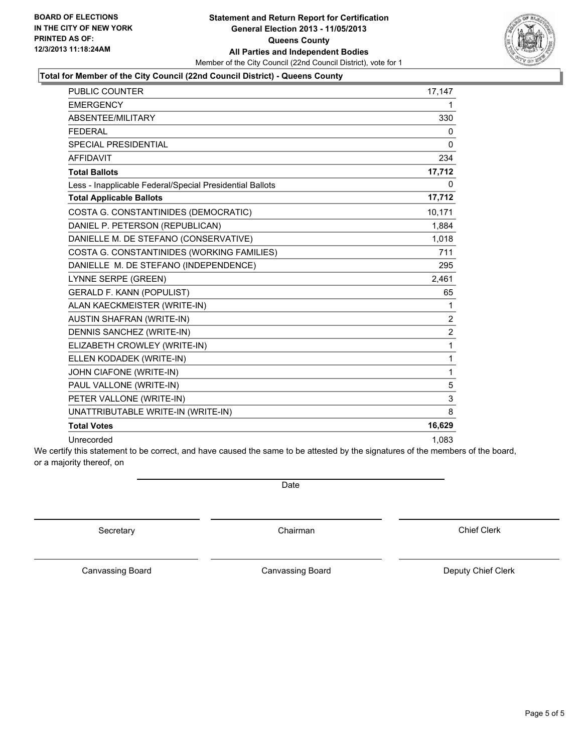**BOARD OF ELECTIONS IN THE CITY OF NEW YORK PRINTED AS OF: 12/3/2013 11:18:24AM**

**Statement and Return Report for Certification**
**General Election 2013 - 11/05/2013**
**Queens County**
**All Parties and Independent Bodies**
Member of the City Council (22nd Council District), vote for 1

### Total for Member of the City Council (22nd Council District) - Queens County

| | |
|---|---|
| PUBLIC COUNTER | 17,147 |
| EMERGENCY | 1 |
| ABSENTEE/MILITARY | 330 |
| FEDERAL | 0 |
| SPECIAL PRESIDENTIAL | 0 |
| AFFIDAVIT | 234 |
| **Total Ballots** | **17,712** |
| Less - Inapplicable Federal/Special Presidential Ballots | 0 |
| **Total Applicable Ballots** | **17,712** |
| COSTA G. CONSTANTINIDES (DEMOCRATIC) | 10,171 |
| DANIEL P. PETERSON (REPUBLICAN) | 1,884 |
| DANIELLE M. DE STEFANO (CONSERVATIVE) | 1,018 |
| COSTA G. CONSTANTINIDES (WORKING FAMILIES) | 711 |
| DANIELLE M. DE STEFANO (INDEPENDENCE) | 295 |
| LYNNE SERPE (GREEN) | 2,461 |
| GERALD F. KANN (POPULIST) | 65 |
| ALAN KAECKMEISTER (WRITE-IN) | 1 |
| AUSTIN SHAFRAN (WRITE-IN) | 2 |
| DENNIS SANCHEZ (WRITE-IN) | 2 |
| ELIZABETH CROWLEY (WRITE-IN) | 1 |
| ELLEN KODADEK (WRITE-IN) | 1 |
| JOHN CIAFONE (WRITE-IN) | 1 |
| PAUL VALLONE (WRITE-IN) | 5 |
| PETER VALLONE (WRITE-IN) | 3 |
| UNATTRIBUTABLE WRITE-IN (WRITE-IN) | 8 |
| **Total Votes** | **16,629** |
| Unrecorded | 1,083 |

We certify this statement to be correct, and have caused the same to be attested by the signatures of the members of the board, or a majority thereof, on

Date

Secretary

Chairman

Chief Clerk

Canvassing Board

Canvassing Board

Deputy Chief Clerk